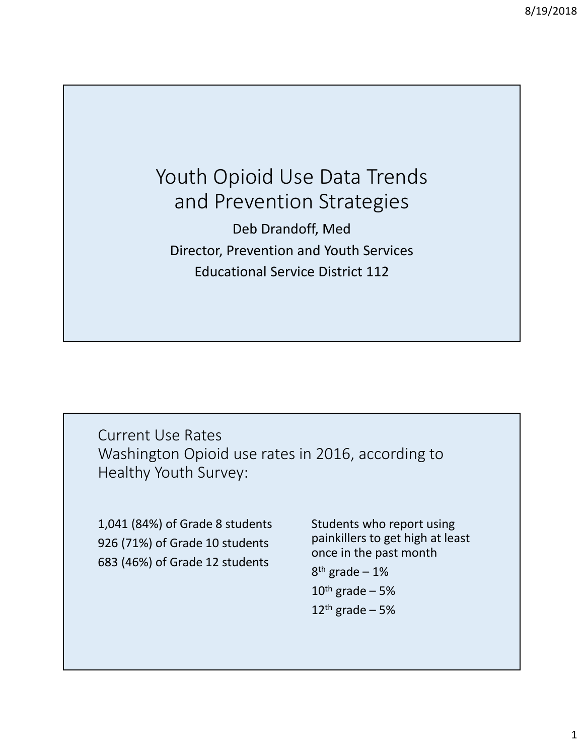# Youth Opioid Use Data Trends and Prevention Strategies

Deb Drandoff, Med

Director, Prevention and Youth Services

Educational Service District 112

## Current Use Rates

Washington Opioid use rates in 2016, according to Healthy Youth Survey:

1,041 (84%) of Grade 8 students

926 (71%) of Grade 10 students

683 (46%) of Grade 12 students

Students who report using painkillers to get high at least once in the past month

8th grade – 1%

10th grade – 5%

12th grade – 5%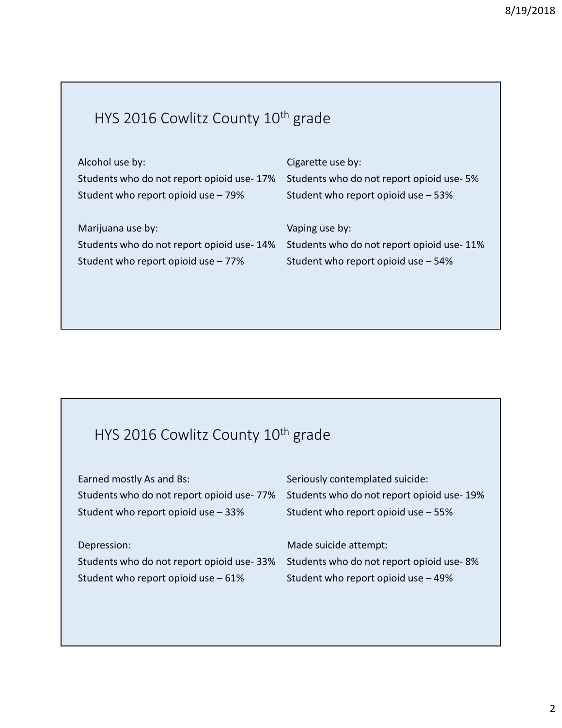## HYS 2016 Cowlitz County 10th grade

Alcohol use by:
Students who do not report opioid use- 17%
Student who report opioid use – 79%

Marijuana use by:
Students who do not report opioid use- 14%
Student who report opioid use – 77%

Cigarette use by:
Students who do not report opioid use- 5%
Student who report opioid use – 53%

Vaping use by:
Students who do not report opioid use- 11%
Student who report opioid use – 54%

## HYS 2016 Cowlitz County 10th grade

Earned mostly As and Bs:
Students who do not report opioid use- 77%
Student who report opioid use – 33%

Depression:
Students who do not report opioid use- 33%
Student who report opioid use – 61%

Seriously contemplated suicide:
Students who do not report opioid use- 19%
Student who report opioid use – 55%

Made suicide attempt:
Students who do not report opioid use- 8%
Student who report opioid use – 49%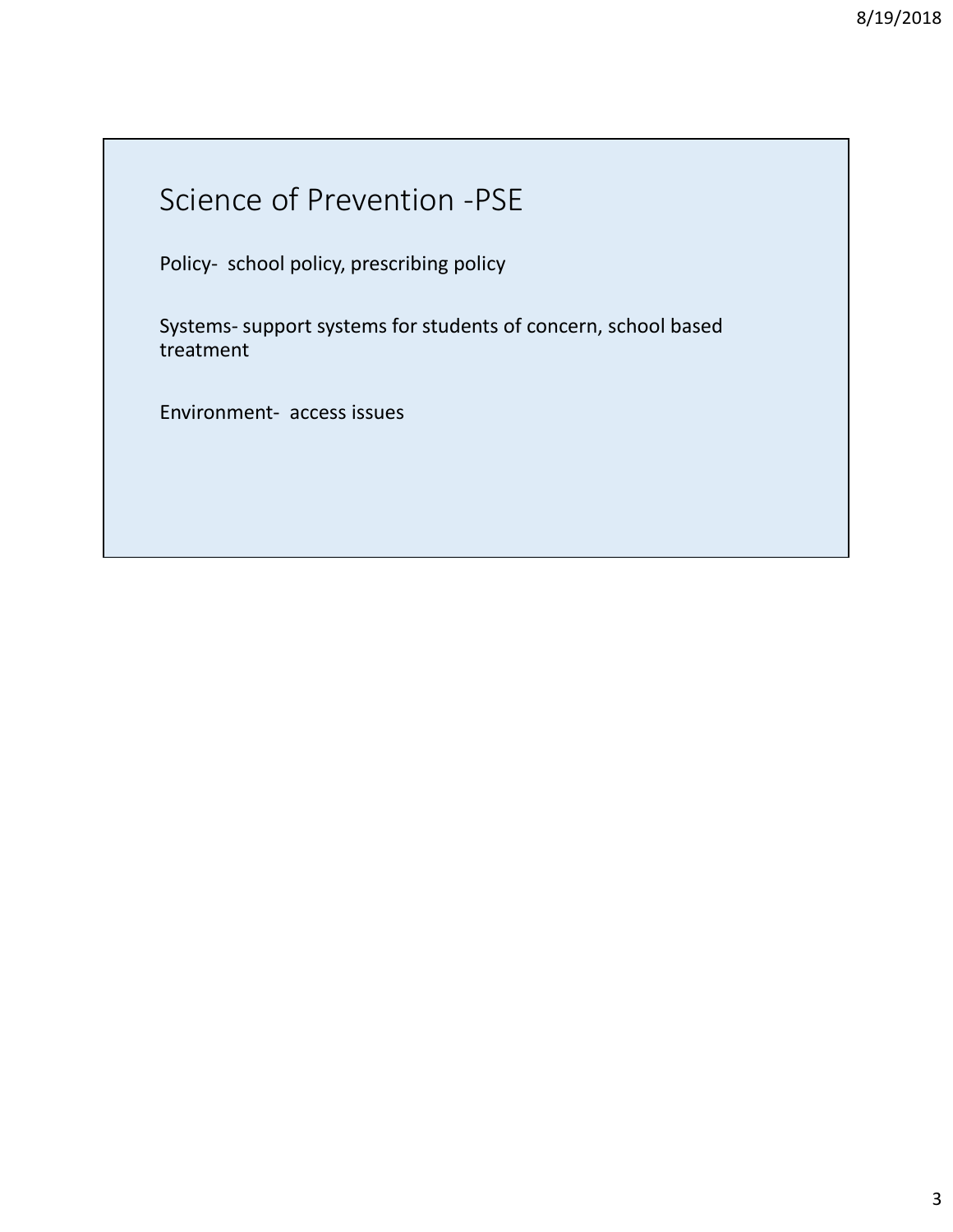# Science of Prevention -PSE

Policy- school policy, prescribing policy

Systems- support systems for students of concern, school based treatment

Environment- access issues